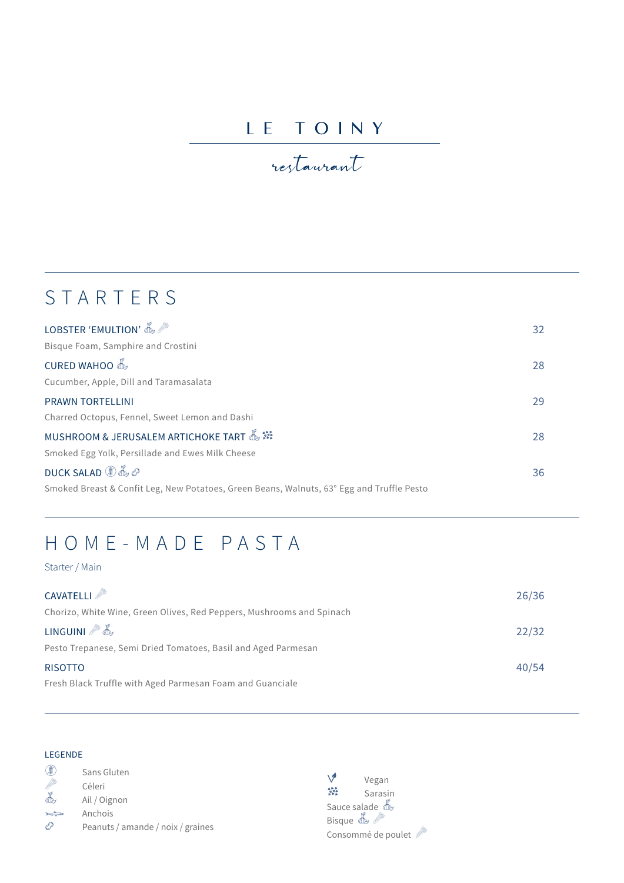# LE TOINY

restaurant

## STARTERS

**LOBSTER 'EMULTION'** — 32
Bisque Foam, Samphire and Crostini

**CURED WAHOO** — 28
Cucumber, Apple, Dill and Taramasalata

**PRAWN TORTELLINI** — 29
Charred Octopus, Fennel, Sweet Lemon and Dashi

**MUSHROOM & JERUSALEM ARTICHOKE TART** — 28
Smoked Egg Yolk, Persillade and Ewes Milk Cheese

**DUCK SALAD** — 36
Smoked Breast & Confit Leg, New Potatoes, Green Beans, Walnuts, 63° Egg and Truffle Pesto

## HOME-MADE PASTA

Starter / Main

**CAVATELLI** — 26/36
Chorizo, White Wine, Green Olives, Red Peppers, Mushrooms and Spinach

**LINGUINI** — 22/32
Pesto Trepanese, Semi Dried Tomatoes, Basil and Aged Parmesan

**RISOTTO** — 40/54
Fresh Black Truffle with Aged Parmesan Foam and Guanciale

### LEGENDE

- Sans Gluten
- Céleri
- Ail / Oignon
- Anchois
- Peanuts / amande / noix / graines
- Vegan
- Sarasin

Sauce salade
Bisque
Consommé de poulet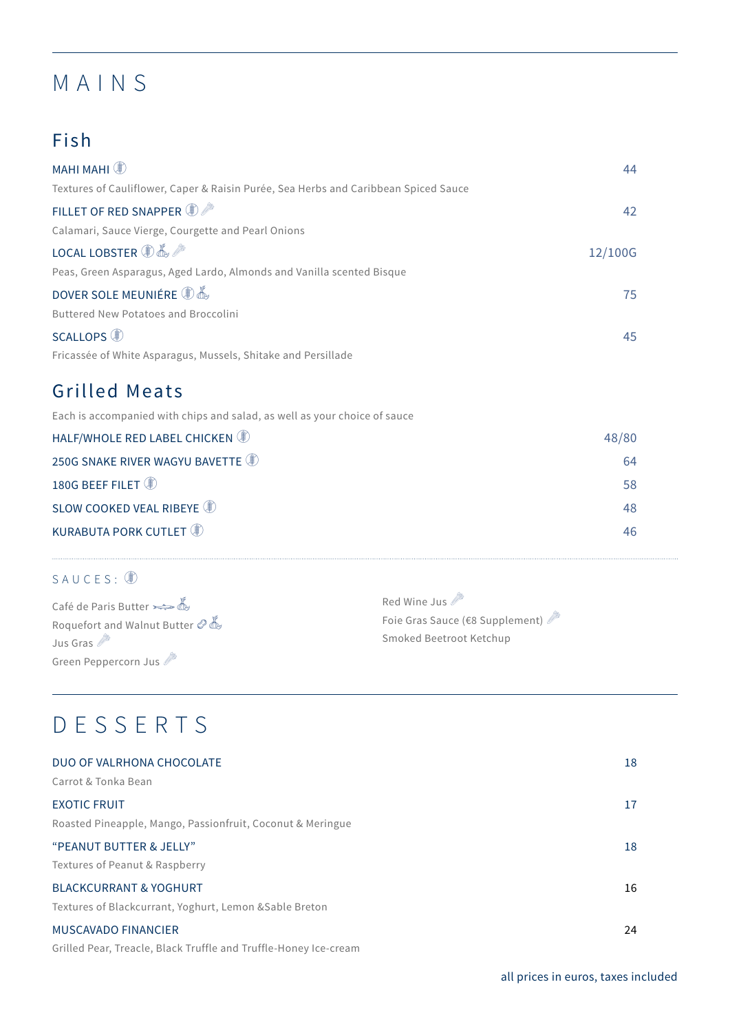# MAINS

## Fish

**MAHI MAHI** — 44

Textures of Cauliflower, Caper & Raisin Purée, Sea Herbs and Caribbean Spiced Sauce

**FILLET OF RED SNAPPER** — 42

Calamari, Sauce Vierge, Courgette and Pearl Onions

**LOCAL LOBSTER** — 12/100G

Peas, Green Asparagus, Aged Lardo, Almonds and Vanilla scented Bisque

**DOVER SOLE MEUNIÉRE** — 75

Buttered New Potatoes and Broccolini

**SCALLOPS** — 45

Fricassée of White Asparagus, Mussels, Shitake and Persillade

## Grilled Meats

Each is accompanied with chips and salad, as well as your choice of sauce

| | |
|---|---|
| HALF/WHOLE RED LABEL CHICKEN | 48/80 |
| 250G SNAKE RIVER WAGYU BAVETTE | 64 |
| 180G BEEF FILET | 58 |
| SLOW COOKED VEAL RIBEYE | 48 |
| KURABUTA PORK CUTLET | 46 |

### SAUCES:

- Café de Paris Butter
- Roquefort and Walnut Butter
- Jus Gras
- Green Peppercorn Jus
- Red Wine Jus
- Foie Gras Sauce (€8 Supplement)
- Smoked Beetroot Ketchup

# DESSERTS

**DUO OF VALRHONA CHOCOLATE** — 18

Carrot & Tonka Bean

**EXOTIC FRUIT** — 17

Roasted Pineapple, Mango, Passionfruit, Coconut & Meringue

**"PEANUT BUTTER & JELLY"** — 18

Textures of Peanut & Raspberry

**BLACKCURRANT & YOGHURT** — 16

Textures of Blackcurrant, Yoghurt, Lemon &Sable Breton

**MUSCAVADO FINANCIER** — 24

Grilled Pear, Treacle, Black Truffle and Truffle-Honey Ice-cream

all prices in euros, taxes included